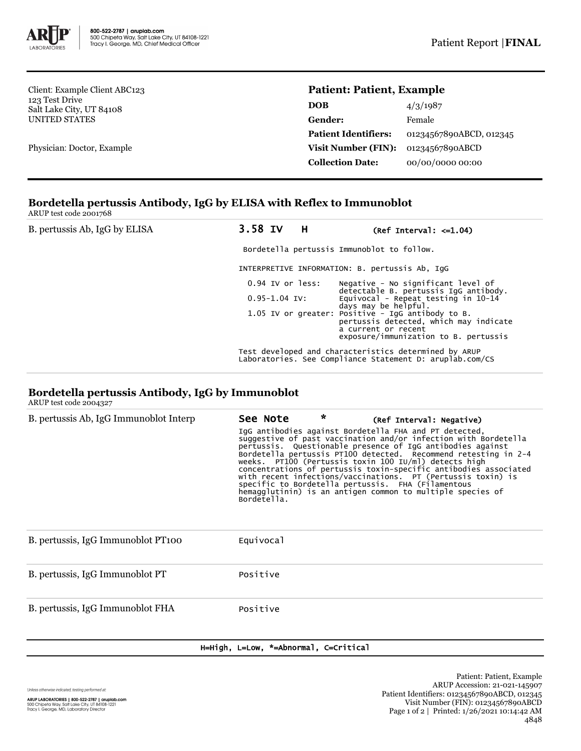800-522-2787 | aruplab.com
500 Chipeta Way, Salt Lake City, UT 84108-1221
Tracy I. George, MD, Chief Medical Officer

Patient Report | **FINAL**

Client: Example Client ABC123
123 Test Drive
Salt Lake City, UT 84108
UNITED STATES

Physician: Doctor, Example

**Patient: Patient, Example**

| | |
|---|---|
| **DOB** | 4/3/1987 |
| **Gender:** | Female |
| **Patient Identifiers:** | 01234567890ABCD, 012345 |
| **Visit Number (FIN):** | 01234567890ABCD |
| **Collection Date:** | 00/00/0000 00:00 |

## Bordetella pertussis Antibody, IgG by ELISA with Reflex to Immunoblot

ARUP test code 2001768

**B. pertussis Ab, IgG by ELISA** — **3.58 IV H** (Ref Interval: <=1.04)

Bordetella pertussis Immunoblot to follow.

INTERPRETIVE INFORMATION: B. pertussis Ab, IgG

| | |
|---|---|
| 0.94 IV or less: | Negative - No significant level of detectable B. pertussis IgG antibody. |
| 0.95-1.04 IV: | Equivocal - Repeat testing in 10-14 days may be helpful. |
| 1.05 IV or greater: | Positive - IgG antibody to B. pertussis detected, which may indicate a current or recent exposure/immunization to B. pertussis |

Test developed and characteristics determined by ARUP Laboratories. See Compliance Statement D: aruplab.com/CS

## Bordetella pertussis Antibody, IgG by Immunoblot

ARUP test code 2004327

**B. pertussis Ab, IgG Immunoblot Interp** — **See Note \*** (Ref Interval: Negative)

IgG antibodies against Bordetella FHA and PT detected, suggestive of past vaccination and/or infection with Bordetella pertussis. Questionable presence of IgG antibodies against Bordetella pertussis PT100 detected. Recommend retesting in 2-4 weeks. PT100 (Pertussis toxin 100 IU/ml) detects high concentrations of pertussis toxin-specific antibodies associated with recent infections/vaccinations. PT (Pertussis toxin) is specific to Bordetella pertussis. FHA (Filamentous hemagglutinin) is an antigen common to multiple species of Bordetella.

| Test | Result |
|---|---|
| B. pertussis, IgG Immunoblot PT100 | Equivocal |
| B. pertussis, IgG Immunoblot PT | Positive |
| B. pertussis, IgG Immunoblot FHA | Positive |

H=High, L=Low, *=Abnormal, C=Critical

*Unless otherwise indicated, testing performed at:*

**ARUP LABORATORIES | 800-522-2787 | aruplab.com**
500 Chipeta Way, Salt Lake City, UT 84108-1221
Tracy I. George, MD, Laboratory Director

Patient: Patient, Example
ARUP Accession: 21-021-145907
Patient Identifiers: 01234567890ABCD, 012345
Visit Number (FIN): 01234567890ABCD
Printed: 1/26/2021 10:14:42 AM
4848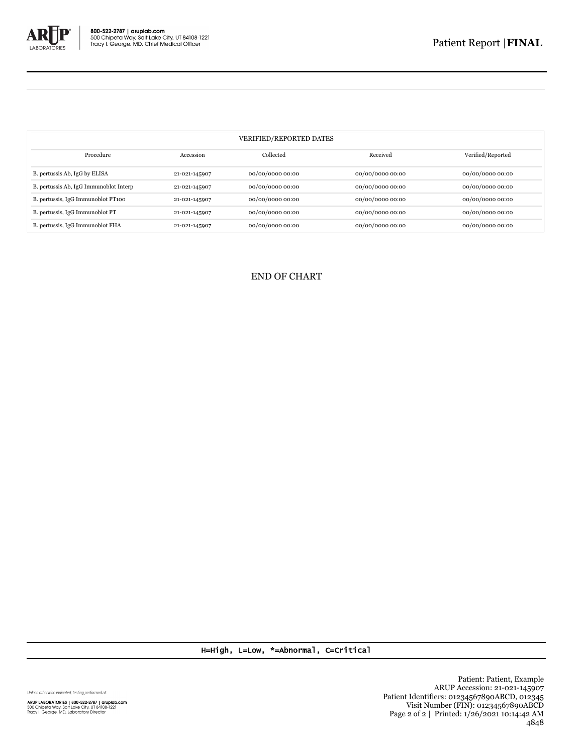| VERIFIED/REPORTED DATES | | | | |
|---|---|---|---|---|
| Procedure | Accession | Collected | Received | Verified/Reported |
| B. pertussis Ab, IgG by ELISA | 21-021-145907 | 00/00/0000 00:00 | 00/00/0000 00:00 | 00/00/0000 00:00 |
| B. pertussis Ab, IgG Immunoblot Interp | 21-021-145907 | 00/00/0000 00:00 | 00/00/0000 00:00 | 00/00/0000 00:00 |
| B. pertussis, IgG Immunoblot PT100 | 21-021-145907 | 00/00/0000 00:00 | 00/00/0000 00:00 | 00/00/0000 00:00 |
| B. pertussis, IgG Immunoblot PT | 21-021-145907 | 00/00/0000 00:00 | 00/00/0000 00:00 | 00/00/0000 00:00 |
| B. pertussis, IgG Immunoblot FHA | 21-021-145907 | 00/00/0000 00:00 | 00/00/0000 00:00 | 00/00/0000 00:00 |

END OF CHART

H=High, L=Low, *=Abnormal, C=Critical